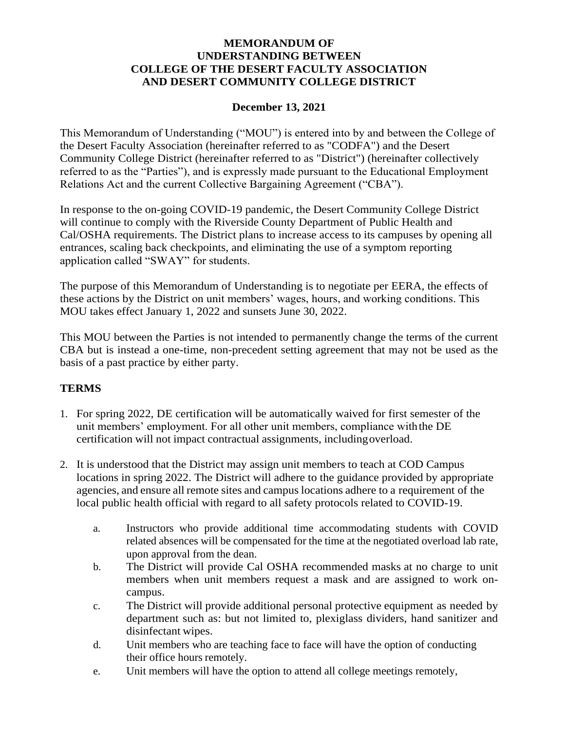# MEMORANDUM OF UNDERSTANDING BETWEEN COLLEGE OF THE DESERT FACULTY ASSOCIATION AND DESERT COMMUNITY COLLEGE DISTRICT

**December 13, 2021**

This Memorandum of Understanding ("MOU") is entered into by and between the College of the Desert Faculty Association (hereinafter referred to as "CODFA") and the Desert Community College District (hereinafter referred to as "District") (hereinafter collectively referred to as the "Parties"), and is expressly made pursuant to the Educational Employment Relations Act and the current Collective Bargaining Agreement ("CBA").

In response to the on-going COVID-19 pandemic, the Desert Community College District will continue to comply with the Riverside County Department of Public Health and Cal/OSHA requirements. The District plans to increase access to its campuses by opening all entrances, scaling back checkpoints, and eliminating the use of a symptom reporting application called "SWAY" for students.

The purpose of this Memorandum of Understanding is to negotiate per EERA, the effects of these actions by the District on unit members' wages, hours, and working conditions. This MOU takes effect January 1, 2022 and sunsets June 30, 2022.

This MOU between the Parties is not intended to permanently change the terms of the current CBA but is instead a one-time, non-precedent setting agreement that may not be used as the basis of a past practice by either party.

## TERMS

1. For spring 2022, DE certification will be automatically waived for first semester of the unit members' employment. For all other unit members, compliance with the DE certification will not impact contractual assignments, including overload.
2. It is understood that the District may assign unit members to teach at COD Campus locations in spring 2022. The District will adhere to the guidance provided by appropriate agencies, and ensure all remote sites and campus locations adhere to a requirement of the local public health official with regard to all safety protocols related to COVID-19.
    a. Instructors who provide additional time accommodating students with COVID related absences will be compensated for the time at the negotiated overload lab rate, upon approval from the dean.
    b. The District will provide Cal OSHA recommended masks at no charge to unit members when unit members request a mask and are assigned to work on-campus.
    c. The District will provide additional personal protective equipment as needed by department such as: but not limited to, plexiglass dividers, hand sanitizer and disinfectant wipes.
    d. Unit members who are teaching face to face will have the option of conducting their office hours remotely.
    e. Unit members will have the option to attend all college meetings remotely,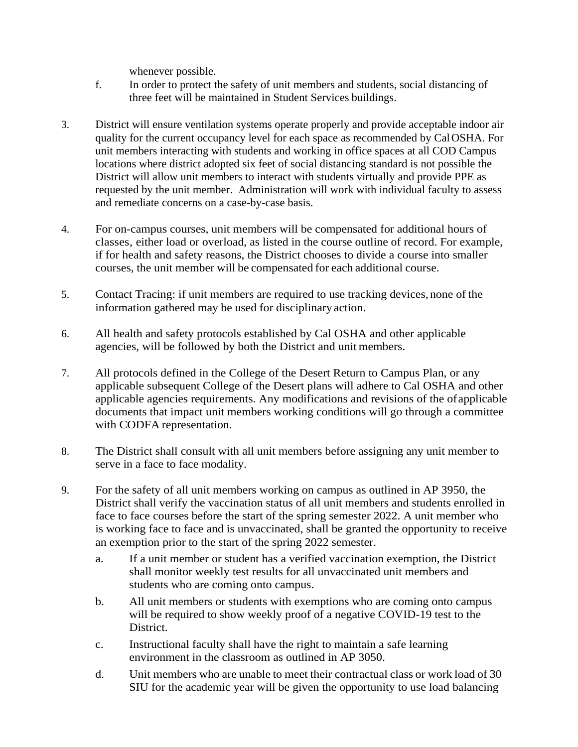whenever possible.

f. In order to protect the safety of unit members and students, social distancing of three feet will be maintained in Student Services buildings.

3. District will ensure ventilation systems operate properly and provide acceptable indoor air quality for the current occupancy level for each space as recommended by Cal OSHA. For unit members interacting with students and working in office spaces at all COD Campus locations where district adopted six feet of social distancing standard is not possible the District will allow unit members to interact with students virtually and provide PPE as requested by the unit member. Administration will work with individual faculty to assess and remediate concerns on a case-by-case basis.

4. For on-campus courses, unit members will be compensated for additional hours of classes, either load or overload, as listed in the course outline of record. For example, if for health and safety reasons, the District chooses to divide a course into smaller courses, the unit member will be compensated for each additional course.

5. Contact Tracing: if unit members are required to use tracking devices, none of the information gathered may be used for disciplinary action.

6. All health and safety protocols established by Cal OSHA and other applicable agencies, will be followed by both the District and unit members.

7. All protocols defined in the College of the Desert Return to Campus Plan, or any applicable subsequent College of the Desert plans will adhere to Cal OSHA and other applicable agencies requirements. Any modifications and revisions of the of applicable documents that impact unit members working conditions will go through a committee with CODFA representation.

8. The District shall consult with all unit members before assigning any unit member to serve in a face to face modality.

9. For the safety of all unit members working on campus as outlined in AP 3950, the District shall verify the vaccination status of all unit members and students enrolled in face to face courses before the start of the spring semester 2022. A unit member who is working face to face and is unvaccinated, shall be granted the opportunity to receive an exemption prior to the start of the spring 2022 semester.

   a. If a unit member or student has a verified vaccination exemption, the District shall monitor weekly test results for all unvaccinated unit members and students who are coming onto campus.

   b. All unit members or students with exemptions who are coming onto campus will be required to show weekly proof of a negative COVID-19 test to the District.

   c. Instructional faculty shall have the right to maintain a safe learning environment in the classroom as outlined in AP 3050.

   d. Unit members who are unable to meet their contractual class or work load of 30 SIU for the academic year will be given the opportunity to use load balancing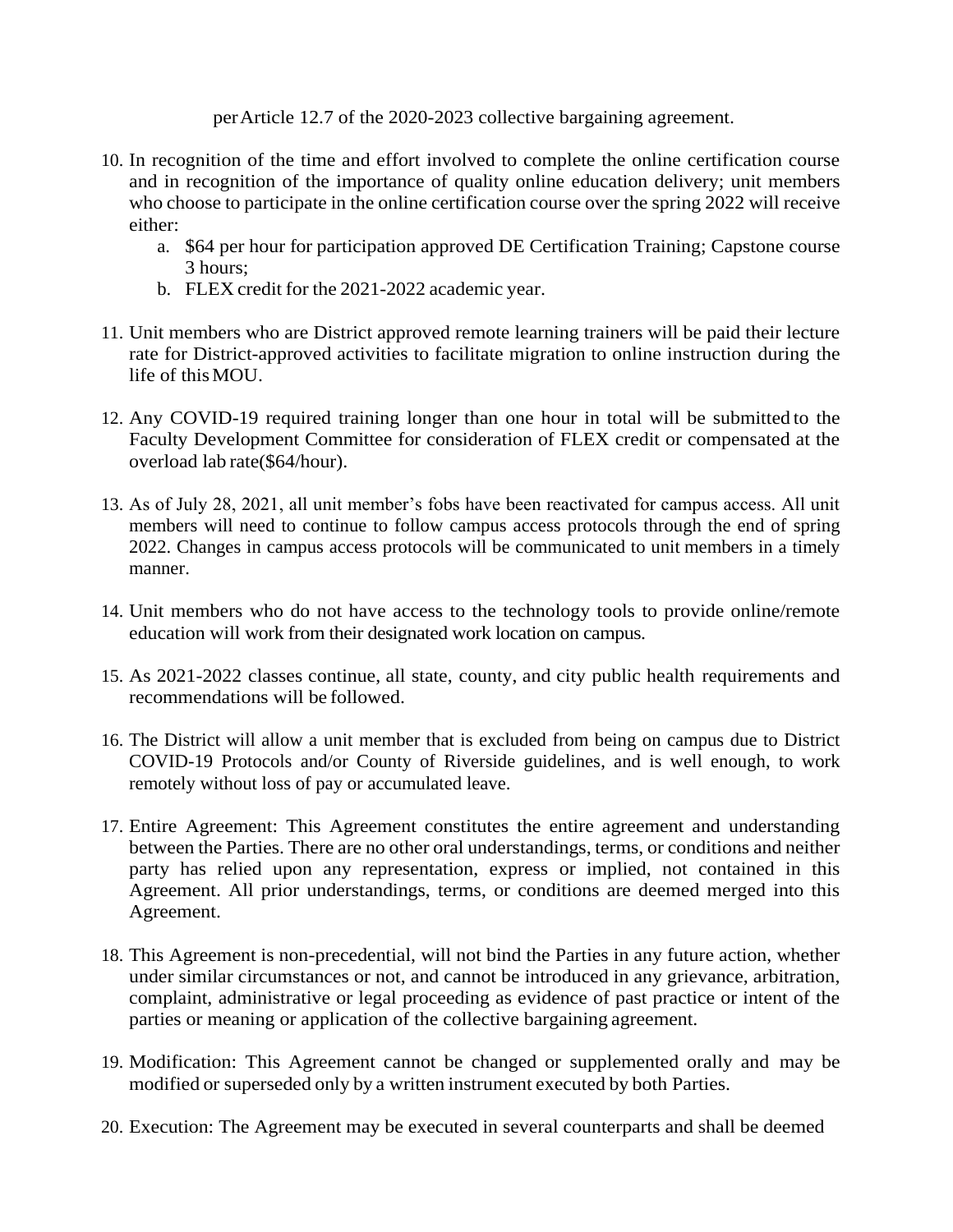per Article 12.7 of the 2020-2023 collective bargaining agreement.

10. In recognition of the time and effort involved to complete the online certification course and in recognition of the importance of quality online education delivery; unit members who choose to participate in the online certification course over the spring 2022 will receive either:
    a. $64 per hour for participation approved DE Certification Training; Capstone course 3 hours;
    b. FLEX credit for the 2021-2022 academic year.

11. Unit members who are District approved remote learning trainers will be paid their lecture rate for District-approved activities to facilitate migration to online instruction during the life of this MOU.

12. Any COVID-19 required training longer than one hour in total will be submitted to the Faculty Development Committee for consideration of FLEX credit or compensated at the overload lab rate($64/hour).

13. As of July 28, 2021, all unit member's fobs have been reactivated for campus access. All unit members will need to continue to follow campus access protocols through the end of spring 2022. Changes in campus access protocols will be communicated to unit members in a timely manner.

14. Unit members who do not have access to the technology tools to provide online/remote education will work from their designated work location on campus.

15. As 2021-2022 classes continue, all state, county, and city public health requirements and recommendations will be followed.

16. The District will allow a unit member that is excluded from being on campus due to District COVID-19 Protocols and/or County of Riverside guidelines, and is well enough, to work remotely without loss of pay or accumulated leave.

17. Entire Agreement: This Agreement constitutes the entire agreement and understanding between the Parties. There are no other oral understandings, terms, or conditions and neither party has relied upon any representation, express or implied, not contained in this Agreement. All prior understandings, terms, or conditions are deemed merged into this Agreement.

18. This Agreement is non-precedential, will not bind the Parties in any future action, whether under similar circumstances or not, and cannot be introduced in any grievance, arbitration, complaint, administrative or legal proceeding as evidence of past practice or intent of the parties or meaning or application of the collective bargaining agreement.

19. Modification: This Agreement cannot be changed or supplemented orally and may be modified or superseded only by a written instrument executed by both Parties.

20. Execution: The Agreement may be executed in several counterparts and shall be deemed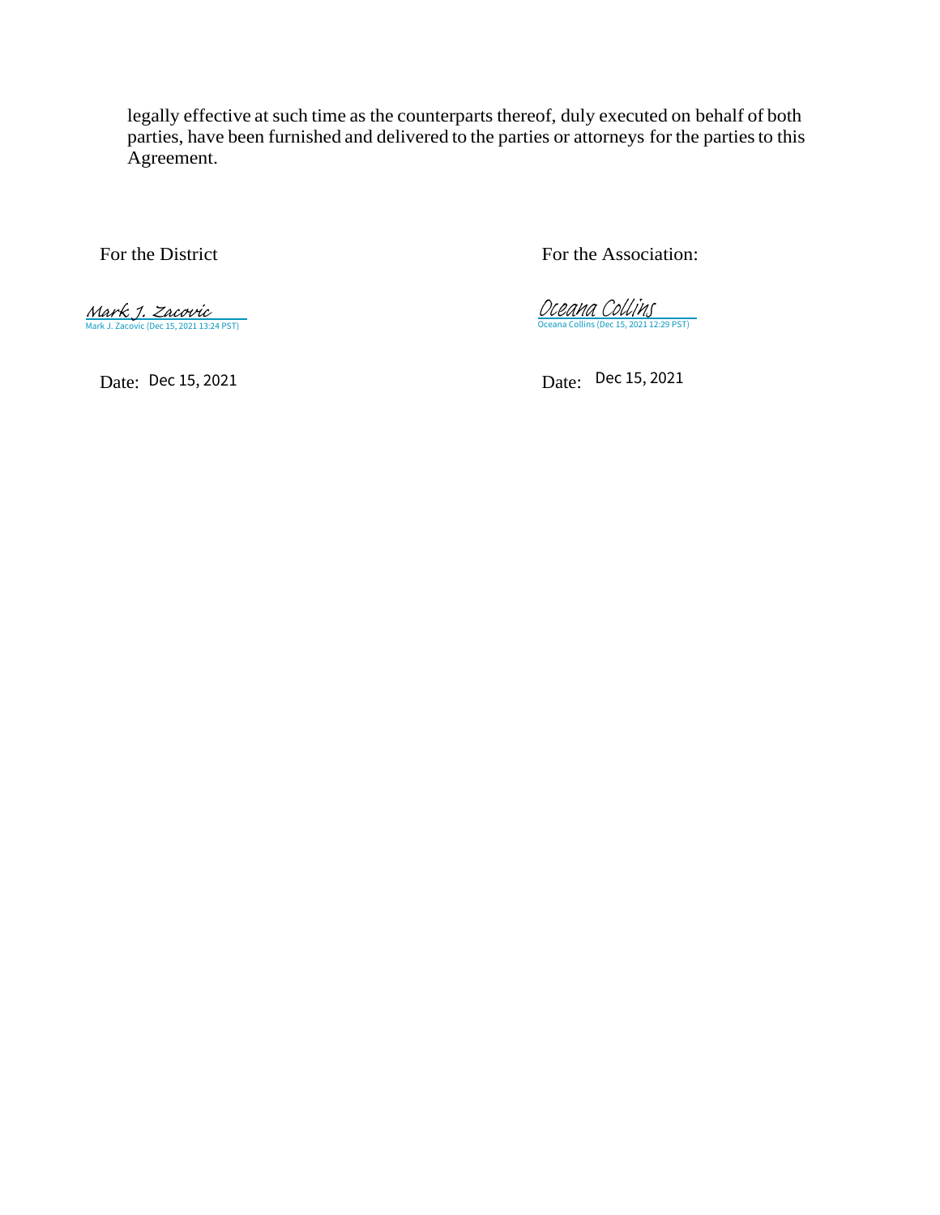legally effective at such time as the counterparts thereof, duly executed on behalf of both parties, have been furnished and delivered to the parties or attorneys for the parties to this Agreement.

For the District

Mark J. Zacovic
Mark J. Zacovic (Dec 15, 2021 13:24 PST)

Date: Dec 15, 2021

For the Association:

Oceana Collins
Oceana Collins (Dec 15, 2021 12:29 PST)

Date: Dec 15, 2021